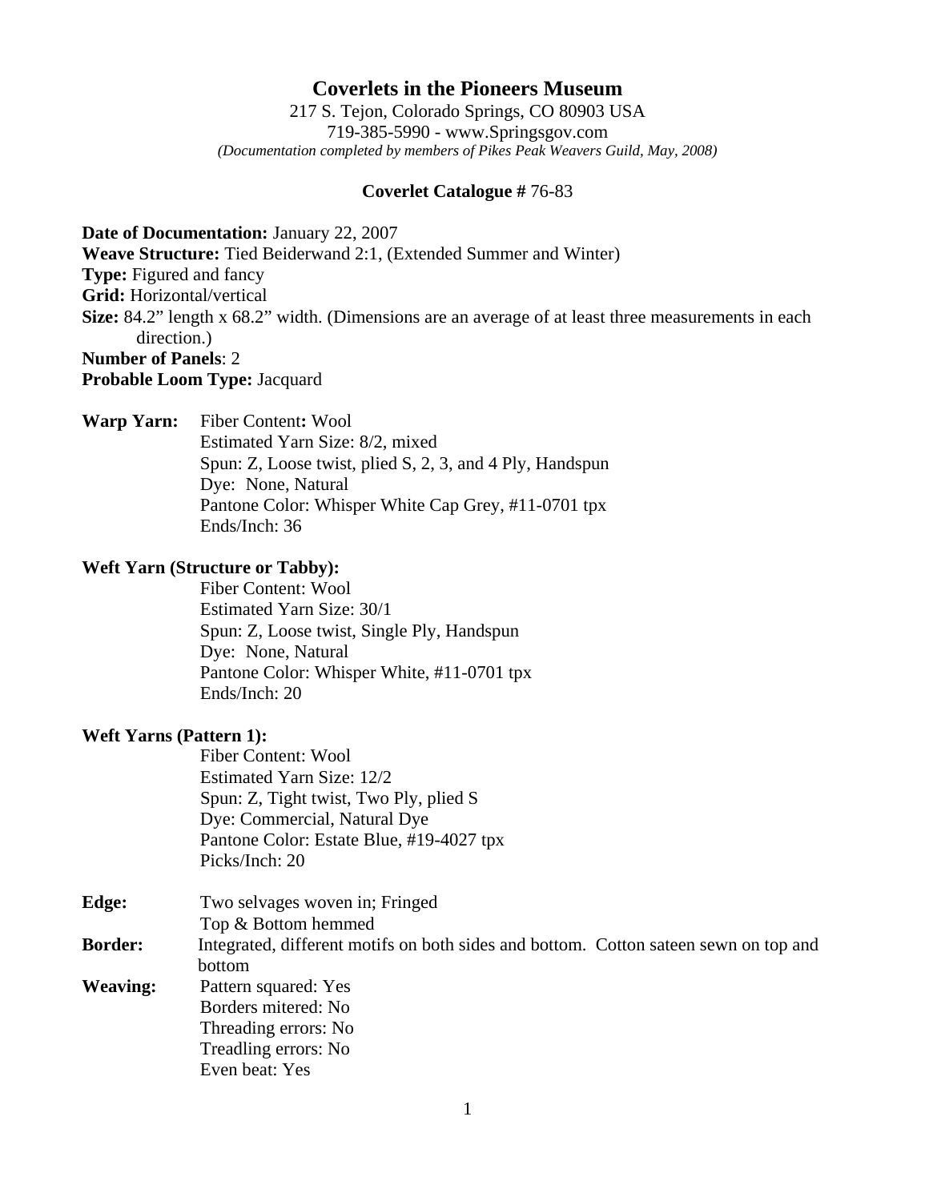# Coverlets in the Pioneers Museum

217 S. Tejon, Colorado Springs, CO 80903 USA
719-385-5990 - www.Springsgov.com
*(Documentation completed by members of Pikes Peak Weavers Guild, May, 2008)*

**Coverlet Catalogue #** 76-83

**Date of Documentation:** January 22, 2007
**Weave Structure:** Tied Beiderwand 2:1, (Extended Summer and Winter)
**Type:** Figured and fancy
**Grid:** Horizontal/vertical
**Size:** 84.2" length x 68.2" width. (Dimensions are an average of at least three measurements in each direction.)
**Number of Panels**: 2
**Probable Loom Type:** Jacquard

**Warp Yarn:**
Fiber Content**:** Wool
Estimated Yarn Size: 8/2, mixed
Spun: Z, Loose twist, plied S, 2, 3, and 4 Ply, Handspun
Dye: None, Natural
Pantone Color: Whisper White Cap Grey, #11-0701 tpx
Ends/Inch: 36

**Weft Yarn (Structure or Tabby):**
Fiber Content: Wool
Estimated Yarn Size: 30/1
Spun: Z, Loose twist, Single Ply, Handspun
Dye: None, Natural
Pantone Color: Whisper White, #11-0701 tpx
Ends/Inch: 20

**Weft Yarns (Pattern 1):**
Fiber Content: Wool
Estimated Yarn Size: 12/2
Spun: Z, Tight twist, Two Ply, plied S
Dye: Commercial, Natural Dye
Pantone Color: Estate Blue, #19-4027 tpx
Picks/Inch: 20

**Edge:** Two selvages woven in; Fringed
Top & Bottom hemmed

**Border:** Integrated, different motifs on both sides and bottom. Cotton sateen sewn on top and bottom

**Weaving:**
Pattern squared: Yes
Borders mitered: No
Threading errors: No
Treadling errors: No
Even beat: Yes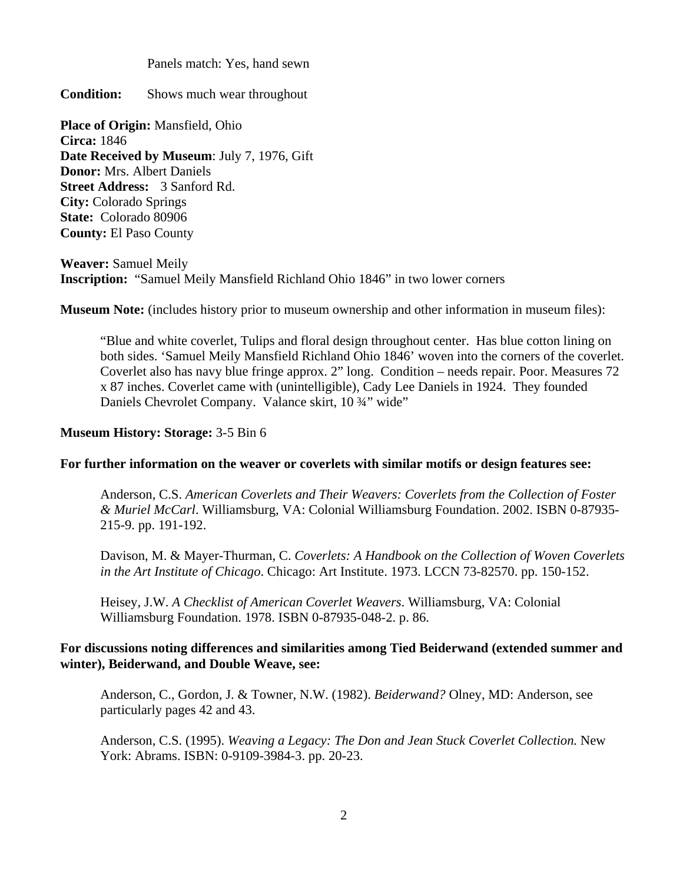Panels match: Yes, hand sewn

**Condition:** Shows much wear throughout

**Place of Origin:** Mansfield, Ohio
**Circa:** 1846
**Date Received by Museum**: July 7, 1976, Gift
**Donor:** Mrs. Albert Daniels
**Street Address:** 3 Sanford Rd.
**City:** Colorado Springs
**State:** Colorado 80906
**County:** El Paso County

**Weaver:** Samuel Meily
**Inscription:** "Samuel Meily Mansfield Richland Ohio 1846" in two lower corners

**Museum Note:** (includes history prior to museum ownership and other information in museum files):

> "Blue and white coverlet, Tulips and floral design throughout center. Has blue cotton lining on both sides. 'Samuel Meily Mansfield Richland Ohio 1846' woven into the corners of the coverlet. Coverlet also has navy blue fringe approx. 2" long. Condition – needs repair. Poor. Measures 72 x 87 inches. Coverlet came with (unintelligible), Cady Lee Daniels in 1924. They founded Daniels Chevrolet Company. Valance skirt, 10 ¾" wide"

**Museum History: Storage:** 3-5 Bin 6

**For further information on the weaver or coverlets with similar motifs or design features see:**

> Anderson, C.S. *American Coverlets and Their Weavers: Coverlets from the Collection of Foster & Muriel McCarl*. Williamsburg, VA: Colonial Williamsburg Foundation. 2002. ISBN 0-87935-215-9. pp. 191-192.
>
> Davison, M. & Mayer-Thurman, C. *Coverlets: A Handbook on the Collection of Woven Coverlets in the Art Institute of Chicago*. Chicago: Art Institute. 1973. LCCN 73-82570. pp. 150-152.
>
> Heisey, J.W. *A Checklist of American Coverlet Weavers*. Williamsburg, VA: Colonial Williamsburg Foundation. 1978. ISBN 0-87935-048-2. p. 86.

**For discussions noting differences and similarities among Tied Beiderwand (extended summer and winter), Beiderwand, and Double Weave, see:**

> Anderson, C., Gordon, J. & Towner, N.W. (1982). *Beiderwand?* Olney, MD: Anderson, see particularly pages 42 and 43.
>
> Anderson, C.S. (1995). *Weaving a Legacy: The Don and Jean Stuck Coverlet Collection.* New York: Abrams. ISBN: 0-9109-3984-3. pp. 20-23.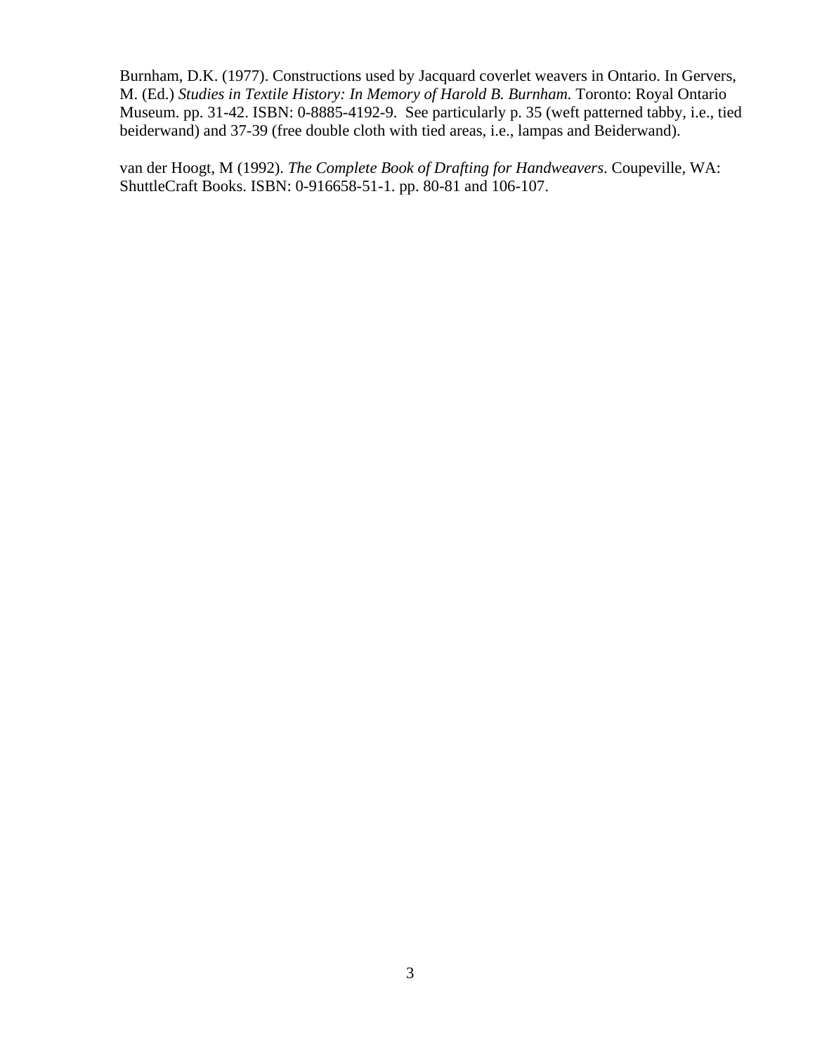Burnham, D.K. (1977). Constructions used by Jacquard coverlet weavers in Ontario. In Gervers, M. (Ed.) *Studies in Textile History: In Memory of Harold B. Burnham.* Toronto: Royal Ontario Museum. pp. 31-42. ISBN: 0-8885-4192-9. See particularly p. 35 (weft patterned tabby, i.e., tied beiderwand) and 37-39 (free double cloth with tied areas, i.e., lampas and Beiderwand).

van der Hoogt, M (1992). *The Complete Book of Drafting for Handweavers*. Coupeville, WA: ShuttleCraft Books. ISBN: 0-916658-51-1. pp. 80-81 and 106-107.